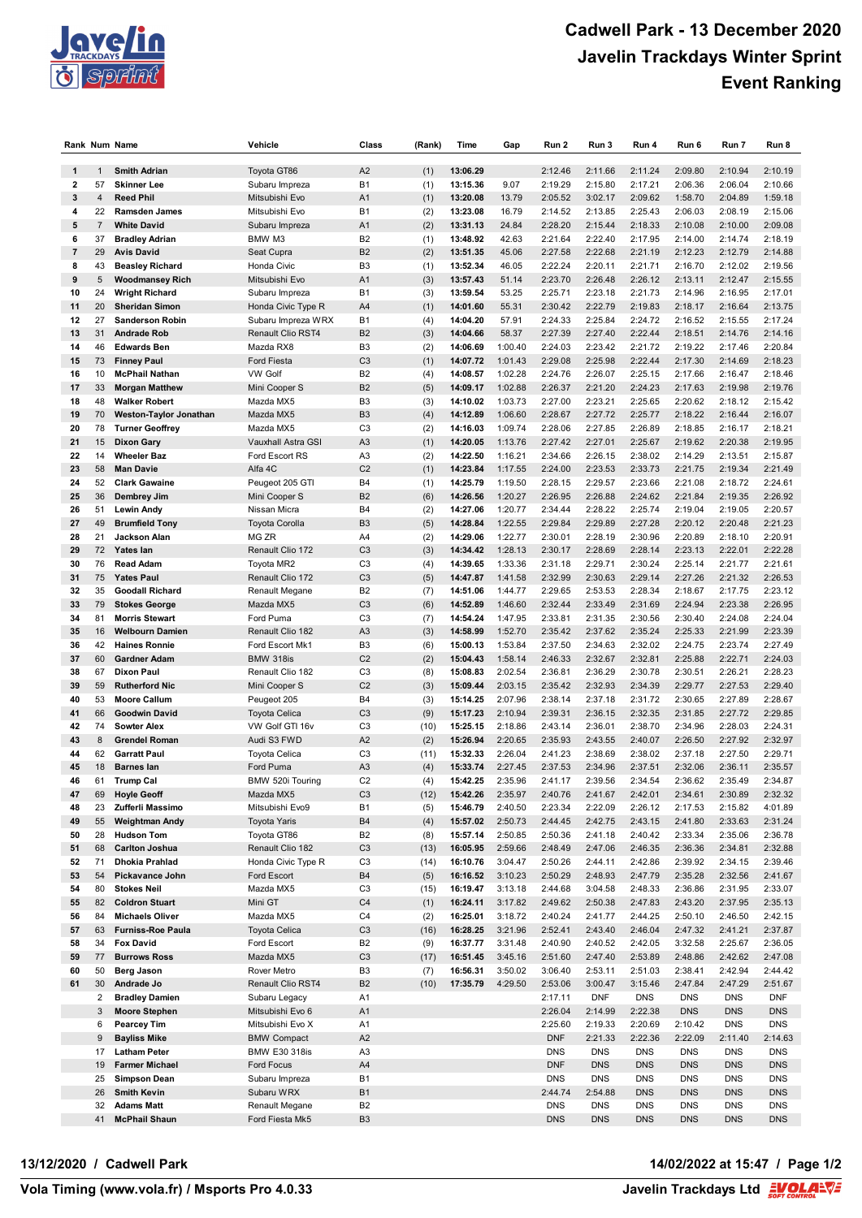# Cadwell Park - 13 December 2020

# Javelin Trackdays Winter Sprint

# Event Ranking

| Rank | Num | Name | Vehicle | Class | (Rank) | Time | Gap | Run 2 | Run 3 | Run 4 | Run 6 | Run 7 | Run 8 |
|---|---|---|---|---|---|---|---|---|---|---|---|---|---|
| 1 | 1 | Smith Adrian | Toyota GT86 | A2 | (1) | 13:06.29 | | 2:12.46 | 2:11.66 | 2:11.24 | 2:09.80 | 2:10.94 | 2:10.19 |
| 2 | 57 | Skinner Lee | Subaru Impreza | B1 | (1) | 13:15.36 | 9.07 | 2:19.29 | 2:15.80 | 2:17.21 | 2:06.36 | 2:06.04 | 2:10.66 |
| 3 | 4 | Reed Phil | Mitsubishi Evo | A1 | (1) | 13:20.08 | 13.79 | 2:05.52 | 3:02.17 | 2:09.62 | 1:58.70 | 2:04.89 | 1:59.18 |
| 4 | 22 | Ramsden James | Mitsubishi Evo | B1 | (2) | 13:23.08 | 16.79 | 2:14.52 | 2:13.85 | 2:25.43 | 2:06.03 | 2:08.19 | 2:15.06 |
| 5 | 7 | White David | Subaru Impreza | A1 | (2) | 13:31.13 | 24.84 | 2:28.20 | 2:15.44 | 2:18.33 | 2:10.08 | 2:10.00 | 2:09.08 |
| 6 | 37 | Bradley Adrian | BMW M3 | B2 | (1) | 13:48.92 | 42.63 | 2:21.64 | 2:22.40 | 2:17.95 | 2:14.00 | 2:14.74 | 2:18.19 |
| 7 | 29 | Avis David | Seat Cupra | B2 | (2) | 13:51.35 | 45.06 | 2:27.58 | 2:22.68 | 2:21.19 | 2:12.23 | 2:12.79 | 2:14.88 |
| 8 | 43 | Beasley Richard | Honda Civic | B3 | (1) | 13:52.34 | 46.05 | 2:22.24 | 2:20.11 | 2:21.71 | 2:16.70 | 2:12.02 | 2:19.56 |
| 9 | 5 | Woodmansey Rich | Mitsubishi Evo | A1 | (3) | 13:57.43 | 51.14 | 2:23.70 | 2:26.48 | 2:26.12 | 2:13.11 | 2:12.47 | 2:15.55 |
| 10 | 24 | Wright Richard | Subaru Impreza | B1 | (3) | 13:59.54 | 53.25 | 2:25.71 | 2:23.18 | 2:21.73 | 2:14.96 | 2:16.95 | 2:17.01 |
| 11 | 20 | Sheridan Simon | Honda Civic Type R | A4 | (1) | 14:01.60 | 55.31 | 2:30.42 | 2:22.79 | 2:19.83 | 2:18.17 | 2:16.64 | 2:13.75 |
| 12 | 27 | Sanderson Robin | Subaru Impreza WRX | B1 | (4) | 14:04.20 | 57.91 | 2:24.33 | 2:25.84 | 2:24.72 | 2:16.52 | 2:15.55 | 2:17.24 |
| 13 | 31 | Andrade Rob | Renault Clio RST4 | B2 | (3) | 14:04.66 | 58.37 | 2:27.39 | 2:27.40 | 2:22.44 | 2:18.51 | 2:14.76 | 2:14.16 |
| 14 | 46 | Edwards Ben | Mazda RX8 | B3 | (2) | 14:06.69 | 1:00.40 | 2:24.03 | 2:23.42 | 2:21.72 | 2:19.22 | 2:17.46 | 2:20.84 |
| 15 | 73 | Finney Paul | Ford Fiesta | C3 | (1) | 14:07.72 | 1:01.43 | 2:29.08 | 2:25.98 | 2:22.44 | 2:17.30 | 2:14.69 | 2:18.23 |
| 16 | 10 | McPhail Nathan | VW Golf | B2 | (4) | 14:08.57 | 1:02.28 | 2:24.76 | 2:26.07 | 2:25.15 | 2:17.66 | 2:16.47 | 2:18.46 |
| 17 | 33 | Morgan Matthew | Mini Cooper S | B2 | (5) | 14:09.17 | 1:02.88 | 2:26.37 | 2:21.20 | 2:24.23 | 2:17.63 | 2:19.98 | 2:19.76 |
| 18 | 48 | Walker Robert | Mazda MX5 | B3 | (3) | 14:10.02 | 1:03.73 | 2:27.00 | 2:23.21 | 2:25.65 | 2:20.62 | 2:18.12 | 2:15.42 |
| 19 | 70 | Weston-Taylor Jonathan | Mazda MX5 | B3 | (4) | 14:12.89 | 1:06.60 | 2:28.67 | 2:27.72 | 2:25.77 | 2:18.22 | 2:16.44 | 2:16.07 |
| 20 | 78 | Turner Geoffrey | Mazda MX5 | C3 | (2) | 14:16.03 | 1:09.74 | 2:28.06 | 2:27.85 | 2:26.89 | 2:18.85 | 2:16.17 | 2:18.21 |
| 21 | 15 | Dixon Gary | Vauxhall Astra GSI | A3 | (1) | 14:20.05 | 1:13.76 | 2:27.42 | 2:27.01 | 2:25.67 | 2:19.62 | 2:20.38 | 2:19.95 |
| 22 | 14 | Wheeler Baz | Ford Escort RS | A3 | (2) | 14:22.50 | 1:16.21 | 2:34.66 | 2:26.15 | 2:38.02 | 2:14.29 | 2:13.51 | 2:15.87 |
| 23 | 58 | Man Davie | Alfa 4C | C2 | (1) | 14:23.84 | 1:17.55 | 2:24.00 | 2:23.53 | 2:33.73 | 2:21.75 | 2:19.34 | 2:21.49 |
| 24 | 52 | Clark Gawaine | Peugeot 205 GTI | B4 | (1) | 14:25.79 | 1:19.50 | 2:28.15 | 2:29.57 | 2:23.66 | 2:21.08 | 2:18.72 | 2:24.61 |
| 25 | 36 | Dembrey Jim | Mini Cooper S | B2 | (6) | 14:26.56 | 1:20.27 | 2:26.95 | 2:26.88 | 2:24.62 | 2:21.84 | 2:19.35 | 2:26.92 |
| 26 | 51 | Lewin Andy | Nissan Micra | B4 | (2) | 14:27.06 | 1:20.77 | 2:34.44 | 2:28.22 | 2:25.74 | 2:19.04 | 2:19.05 | 2:20.57 |
| 27 | 49 | Brumfield Tony | Toyota Corolla | B3 | (5) | 14:28.84 | 1:22.55 | 2:29.84 | 2:29.89 | 2:27.28 | 2:20.12 | 2:20.48 | 2:21.23 |
| 28 | 21 | Jackson Alan | MG ZR | A4 | (2) | 14:29.06 | 1:22.77 | 2:30.01 | 2:28.19 | 2:30.96 | 2:20.89 | 2:18.10 | 2:20.91 |
| 29 | 72 | Yates Ian | Renault Clio 172 | C3 | (3) | 14:34.42 | 1:28.13 | 2:30.17 | 2:28.69 | 2:28.14 | 2:23.13 | 2:22.01 | 2:22.28 |
| 30 | 76 | Read Adam | Toyota MR2 | C3 | (4) | 14:39.65 | 1:33.36 | 2:31.18 | 2:29.71 | 2:30.24 | 2:25.14 | 2:21.77 | 2:21.61 |
| 31 | 75 | Yates Paul | Renault Clio 172 | C3 | (5) | 14:47.87 | 1:41.58 | 2:32.99 | 2:30.63 | 2:29.14 | 2:27.26 | 2:21.32 | 2:26.53 |
| 32 | 35 | Goodall Richard | Renault Megane | B2 | (7) | 14:51.06 | 1:44.77 | 2:29.65 | 2:53.53 | 2:28.34 | 2:18.67 | 2:17.75 | 2:23.12 |
| 33 | 79 | Stokes George | Mazda MX5 | C3 | (6) | 14:52.89 | 1:46.60 | 2:32.44 | 2:33.49 | 2:31.69 | 2:24.94 | 2:23.38 | 2:26.95 |
| 34 | 81 | Morris Stewart | Ford Puma | C3 | (7) | 14:54.24 | 1:47.95 | 2:33.81 | 2:31.35 | 2:30.56 | 2:30.40 | 2:24.08 | 2:24.04 |
| 35 | 16 | Welbourn Damien | Renault Clio 182 | A3 | (3) | 14:58.99 | 1:52.70 | 2:35.42 | 2:37.62 | 2:35.24 | 2:25.33 | 2:21.99 | 2:23.39 |
| 36 | 42 | Haines Ronnie | Ford Escort Mk1 | B3 | (6) | 15:00.13 | 1:53.84 | 2:37.50 | 2:34.63 | 2:32.02 | 2:24.75 | 2:23.74 | 2:27.49 |
| 37 | 60 | Gardner Adam | BMW 318is | C2 | (2) | 15:04.43 | 1:58.14 | 2:46.33 | 2:32.67 | 2:32.81 | 2:25.88 | 2:22.71 | 2:24.03 |
| 38 | 67 | Dixon Paul | Renault Clio 182 | C3 | (8) | 15:08.83 | 2:02.54 | 2:36.81 | 2:36.29 | 2:30.78 | 2:30.51 | 2:26.21 | 2:28.23 |
| 39 | 59 | Rutherford Nic | Mini Cooper S | C2 | (3) | 15:09.44 | 2:03.15 | 2:35.42 | 2:32.93 | 2:34.39 | 2:29.77 | 2:27.53 | 2:29.40 |
| 40 | 53 | Moore Callum | Peugeot 205 | B4 | (3) | 15:14.25 | 2:07.96 | 2:38.14 | 2:37.18 | 2:31.72 | 2:30.65 | 2:27.89 | 2:28.67 |
| 41 | 66 | Goodwin David | Toyota Celica | C3 | (9) | 15:17.23 | 2:10.94 | 2:39.31 | 2:36.15 | 2:32.35 | 2:31.85 | 2:27.72 | 2:29.85 |
| 42 | 74 | Sowter Alex | VW Golf GTI 16v | C3 | (10) | 15:25.15 | 2:18.86 | 2:43.14 | 2:36.01 | 2:38.70 | 2:34.96 | 2:28.03 | 2:24.31 |
| 43 | 8 | Grendel Roman | Audi S3 FWD | A2 | (2) | 15:26.94 | 2:20.65 | 2:35.93 | 2:43.55 | 2:40.07 | 2:26.50 | 2:27.92 | 2:32.97 |
| 44 | 62 | Garratt Paul | Toyota Celica | C3 | (11) | 15:32.33 | 2:26.04 | 2:41.23 | 2:38.69 | 2:38.02 | 2:37.18 | 2:27.50 | 2:29.71 |
| 45 | 18 | Barnes Ian | Ford Puma | A3 | (4) | 15:33.74 | 2:27.45 | 2:37.53 | 2:34.96 | 2:37.51 | 2:32.06 | 2:36.11 | 2:35.57 |
| 46 | 61 | Trump Cal | BMW 520i Touring | C2 | (4) | 15:42.25 | 2:35.96 | 2:41.17 | 2:39.56 | 2:34.54 | 2:36.62 | 2:35.49 | 2:34.87 |
| 47 | 69 | Hoyle Geoff | Mazda MX5 | C3 | (12) | 15:42.26 | 2:35.97 | 2:40.76 | 2:41.67 | 2:42.01 | 2:34.61 | 2:30.89 | 2:32.32 |
| 48 | 23 | Zufferli Massimo | Mitsubishi Evo9 | B1 | (5) | 15:46.79 | 2:40.50 | 2:23.34 | 2:22.09 | 2:26.12 | 2:17.53 | 2:15.82 | 4:01.89 |
| 49 | 55 | Weightman Andy | Toyota Yaris | B4 | (4) | 15:57.02 | 2:50.73 | 2:44.45 | 2:42.75 | 2:43.15 | 2:41.80 | 2:33.63 | 2:31.24 |
| 50 | 28 | Hudson Tom | Toyota GT86 | B2 | (8) | 15:57.14 | 2:50.85 | 2:50.36 | 2:41.18 | 2:40.42 | 2:33.34 | 2:35.06 | 2:36.78 |
| 51 | 68 | Carlton Joshua | Renault Clio 182 | C3 | (13) | 16:05.95 | 2:59.66 | 2:48.49 | 2:47.06 | 2:46.35 | 2:36.36 | 2:34.81 | 2:32.88 |
| 52 | 71 | Dhokia Prahlad | Honda Civic Type R | C3 | (14) | 16:10.76 | 3:04.47 | 2:50.26 | 2:44.11 | 2:42.86 | 2:39.92 | 2:34.15 | 2:39.46 |
| 53 | 54 | Pickavance John | Ford Escort | B4 | (5) | 16:16.52 | 3:10.23 | 2:50.29 | 2:48.93 | 2:47.79 | 2:35.28 | 2:32.56 | 2:41.67 |
| 54 | 80 | Stokes Neil | Mazda MX5 | C3 | (15) | 16:19.47 | 3:13.18 | 2:44.68 | 3:04.58 | 2:48.33 | 2:36.86 | 2:31.95 | 2:33.07 |
| 55 | 82 | Coldron Stuart | Mini GT | C4 | (1) | 16:24.11 | 3:17.82 | 2:49.62 | 2:50.38 | 2:47.83 | 2:43.20 | 2:37.95 | 2:35.13 |
| 56 | 84 | Michaels Oliver | Mazda MX5 | C4 | (2) | 16:25.01 | 3:18.72 | 2:40.24 | 2:41.77 | 2:44.25 | 2:50.10 | 2:46.50 | 2:42.15 |
| 57 | 63 | Furniss-Roe Paula | Toyota Celica | C3 | (16) | 16:28.25 | 3:21.96 | 2:52.41 | 2:43.40 | 2:46.04 | 2:47.32 | 2:41.21 | 2:37.87 |
| 58 | 34 | Fox David | Ford Escort | B2 | (9) | 16:37.77 | 3:31.48 | 2:40.90 | 2:40.52 | 2:42.05 | 3:32.58 | 2:25.67 | 2:36.05 |
| 59 | 77 | Burrows Ross | Mazda MX5 | C3 | (17) | 16:51.45 | 3:45.16 | 2:51.60 | 2:47.40 | 2:53.89 | 2:48.86 | 2:42.62 | 2:47.08 |
| 60 | 50 | Berg Jason | Rover Metro | B3 | (7) | 16:56.31 | 3:50.02 | 3:06.40 | 2:53.11 | 2:51.03 | 2:38.41 | 2:42.94 | 2:44.42 |
| 61 | 30 | Andrade Jo | Renault Clio RST4 | B2 | (10) | 17:35.79 | 4:29.50 | 2:53.06 | 3:00.47 | 3:15.46 | 2:47.84 | 2:47.29 | 2:51.67 |
| | 2 | Bradley Damien | Subaru Legacy | A1 | | | | 2:17.11 | DNF | DNS | DNS | DNS | DNF |
| | 3 | Moore Stephen | Mitsubishi Evo 6 | A1 | | | | 2:26.04 | 2:14.99 | 2:22.38 | DNS | DNS | DNS |
| | 6 | Pearcey Tim | Mitsubishi Evo X | A1 | | | | 2:25.60 | 2:19.33 | 2:20.69 | 2:10.42 | DNS | DNS |
| | 9 | Bayliss Mike | BMW Compact | A2 | | | | DNF | 2:21.33 | 2:22.36 | 2:22.09 | 2:11.40 | 2:14.63 |
| | 17 | Latham Peter | BMW E30 318is | A3 | | | | DNS | DNS | DNS | DNS | DNS | DNS |
| | 19 | Farmer Michael | Ford Focus | A4 | | | | DNF | DNS | DNS | DNS | DNS | DNS |
| | 25 | Simpson Dean | Subaru Impreza | B1 | | | | DNS | DNS | DNS | DNS | DNS | DNS |
| | 26 | Smith Kevin | Subaru WRX | B1 | | | | 2:44.74 | 2:54.88 | DNS | DNS | DNS | DNS |
| | 32 | Adams Matt | Renault Megane | B2 | | | | DNS | DNS | DNS | DNS | DNS | DNS |
| | 41 | McPhail Shaun | Ford Fiesta Mk5 | B3 | | | | DNS | DNS | DNS | DNS | DNS | DNS |

13/12/2020 / Cadwell Park

14/02/2022 at 15:47

Vola Timing (www.vola.fr) / Msports Pro 4.0.33

Javelin Trackdays Ltd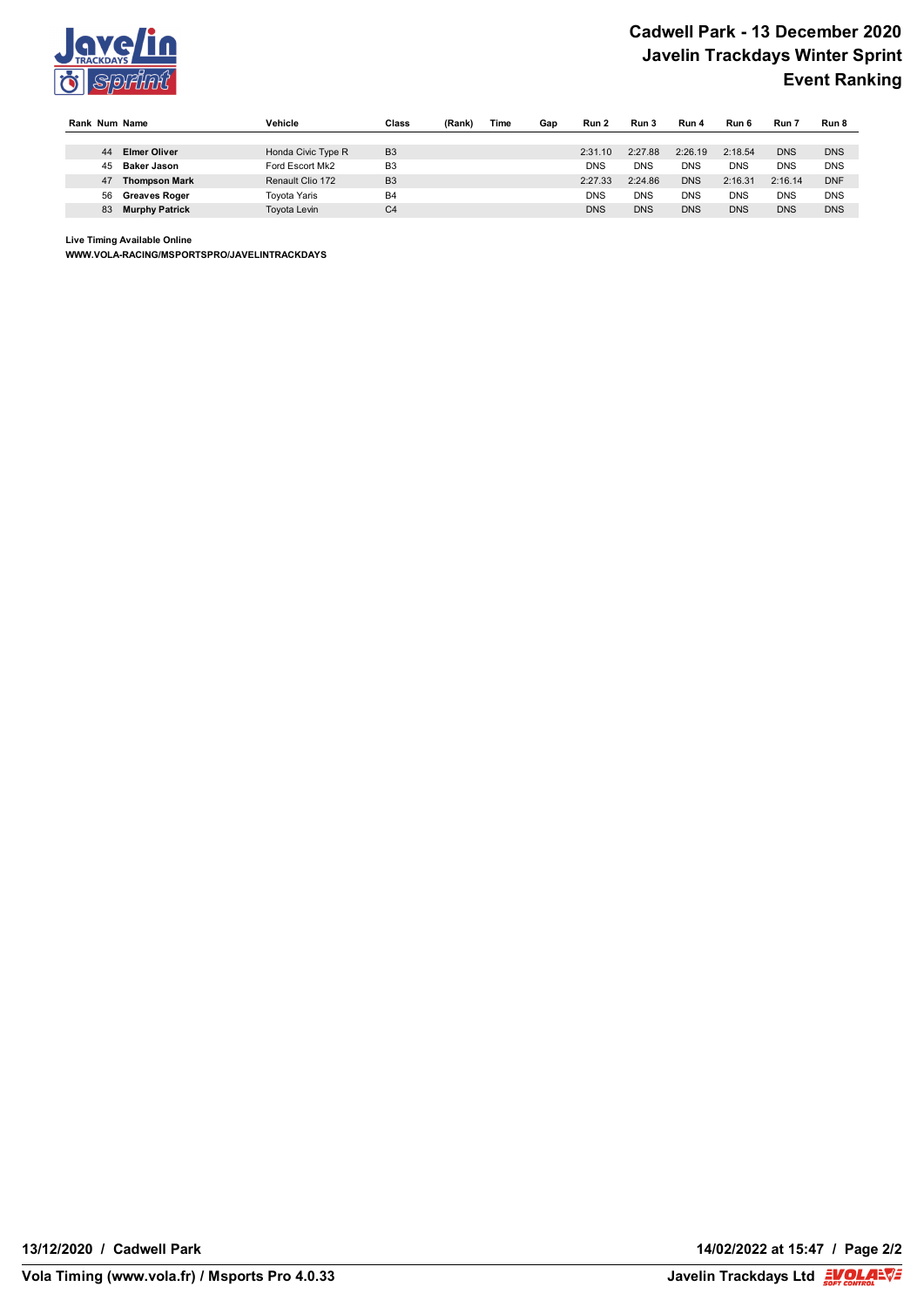# Cadwell Park - 13 December 2020
## Javelin Trackdays Winter Sprint
## Event Ranking

| Rank | Num | Name | Vehicle | Class | (Rank) | Time | Gap | Run 2 | Run 3 | Run 4 | Run 6 | Run 7 | Run 8 |
|---|---|---|---|---|---|---|---|---|---|---|---|---|---|
| | 44 | **Elmer Oliver** | Honda Civic Type R | B3 | | | | 2:31.10 | 2:27.88 | 2:26.19 | 2:18.54 | DNS | DNS |
| | 45 | **Baker Jason** | Ford Escort Mk2 | B3 | | | | DNS | DNS | DNS | DNS | DNS | DNS |
| | 47 | **Thompson Mark** | Renault Clio 172 | B3 | | | | 2:27.33 | 2:24.86 | DNS | 2:16.31 | 2:16.14 | DNF |
| | 56 | **Greaves Roger** | Toyota Yaris | B4 | | | | DNS | DNS | DNS | DNS | DNS | DNS |
| | 83 | **Murphy Patrick** | Toyota Levin | C4 | | | | DNS | DNS | DNS | DNS | DNS | DNS |

**Live Timing Available Online**
**WWW.VOLA-RACING/MSPORTSPRO/JAVELINTRACKDAYS**

**13/12/2020 / Cadwell Park** — **14/02/2022 at 15:47**

**Vola Timing (www.vola.fr) / Msports Pro 4.0.33** — **Javelin Trackdays Ltd**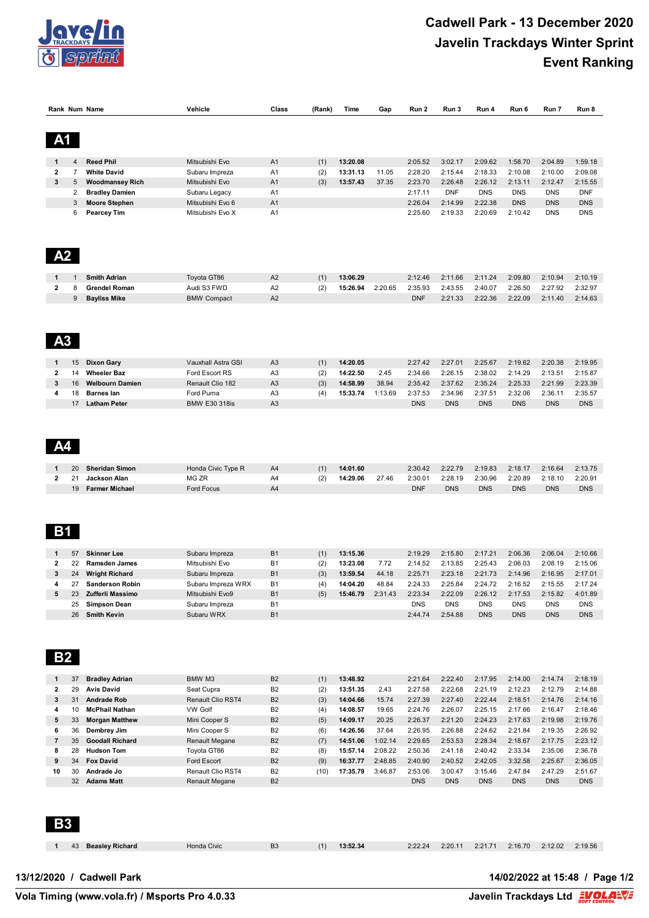# Cadwell Park - 13 December 2020

## Javelin Trackdays Winter Sprint

## Event Ranking

| Rank | Num | Name | Vehicle | Class | (Rank) | Time | Gap | Run 2 | Run 3 | Run 4 | Run 6 | Run 7 | Run 8 |
|---|---|---|---|---|---|---|---|---|---|---|---|---|---|
| **A1** | | | | | | | | | | | | | |
| 1 | 4 | **Reed Phil** | Mitsubishi Evo | A1 | (1) | **13:20.08** | | 2:05.52 | 3:02.17 | 2:09.62 | 1:58.70 | 2:04.89 | 1:59.18 |
| 2 | 7 | **White David** | Subaru Impreza | A1 | (2) | **13:31.13** | 11.05 | 2:28.20 | 2:15.44 | 2:18.33 | 2:10.08 | 2:10.00 | 2:09.08 |
| 3 | 5 | **Woodmansey Rich** | Mitsubishi Evo | A1 | (3) | **13:57.43** | 37.35 | 2:23.70 | 2:26.48 | 2:26.12 | 2:13.11 | 2:12.47 | 2:15.55 |
| | 2 | **Bradley Damien** | Subaru Legacy | A1 | | | | 2:17.11 | DNF | DNS | DNS | DNS | DNF |
| | 3 | **Moore Stephen** | Mitsubishi Evo 6 | A1 | | | | 2:26.04 | 2:14.99 | 2:22.38 | DNS | DNS | DNS |
| | 6 | **Pearcey Tim** | Mitsubishi Evo X | A1 | | | | 2:25.60 | 2:19.33 | 2:20.69 | 2:10.42 | DNS | DNS |
| **A2** | | | | | | | | | | | | | |
| 1 | 1 | **Smith Adrian** | Toyota GT86 | A2 | (1) | **13:06.29** | | 2:12.46 | 2:11.66 | 2:11.24 | 2:09.80 | 2:10.94 | 2:10.19 |
| 2 | 8 | **Grendel Roman** | Audi S3 FWD | A2 | (2) | **15:26.94** | 2:20.65 | 2:35.93 | 2:43.55 | 2:40.07 | 2:26.50 | 2:27.92 | 2:32.97 |
| | 9 | **Bayliss Mike** | BMW Compact | A2 | | | | DNF | 2:21.33 | 2:22.36 | 2:22.09 | 2:11.40 | 2:14.63 |
| **A3** | | | | | | | | | | | | | |
| 1 | 15 | **Dixon Gary** | Vauxhall Astra GSI | A3 | (1) | **14:20.05** | | 2:27.42 | 2:27.01 | 2:25.67 | 2:19.62 | 2:20.38 | 2:19.95 |
| 2 | 14 | **Wheeler Baz** | Ford Escort RS | A3 | (2) | **14:22.50** | 2.45 | 2:34.66 | 2:26.15 | 2:38.02 | 2:14.29 | 2:13.51 | 2:15.87 |
| 3 | 16 | **Welbourn Damien** | Renault Clio 182 | A3 | (3) | **14:58.99** | 38.94 | 2:35.42 | 2:37.62 | 2:35.24 | 2:25.33 | 2:21.99 | 2:23.39 |
| 4 | 18 | **Barnes Ian** | Ford Puma | A3 | (4) | **15:33.74** | 1:13.69 | 2:37.53 | 2:34.96 | 2:37.51 | 2:32.06 | 2:36.11 | 2:35.57 |
| | 17 | **Latham Peter** | BMW E30 318is | A3 | | | | DNS | DNS | DNS | DNS | DNS | DNS |
| **A4** | | | | | | | | | | | | | |
| 1 | 20 | **Sheridan Simon** | Honda Civic Type R | A4 | (1) | **14:01.60** | | 2:30.42 | 2:22.79 | 2:19.83 | 2:18.17 | 2:16.64 | 2:13.75 |
| 2 | 21 | **Jackson Alan** | MG ZR | A4 | (2) | **14:29.06** | 27.46 | 2:30.01 | 2:28.19 | 2:30.96 | 2:20.89 | 2:18.10 | 2:20.91 |
| | 19 | **Farmer Michael** | Ford Focus | A4 | | | | DNF | DNS | DNS | DNS | DNS | DNS |
| **B1** | | | | | | | | | | | | | |
| 1 | 57 | **Skinner Lee** | Subaru Impreza | B1 | (1) | **13:15.36** | | 2:19.29 | 2:15.80 | 2:17.21 | 2:06.36 | 2:06.04 | 2:10.66 |
| 2 | 22 | **Ramsden James** | Mitsubishi Evo | B1 | (2) | **13:23.08** | 7.72 | 2:14.52 | 2:13.85 | 2:25.43 | 2:06.03 | 2:08.19 | 2:15.06 |
| 3 | 24 | **Wright Richard** | Subaru Impreza | B1 | (3) | **13:59.54** | 44.18 | 2:25.71 | 2:23.18 | 2:21.73 | 2:14.96 | 2:16.95 | 2:17.01 |
| 4 | 27 | **Sanderson Robin** | Subaru Impreza WRX | B1 | (4) | **14:04.20** | 48.84 | 2:24.33 | 2:25.84 | 2:24.72 | 2:16.52 | 2:15.55 | 2:17.24 |
| 5 | 23 | **Zufferli Massimo** | Mitsubishi Evo9 | B1 | (5) | **15:46.79** | 2:31.43 | 2:23.34 | 2:22.09 | 2:26.12 | 2:17.53 | 2:15.82 | 4:01.89 |
| | 25 | **Simpson Dean** | Subaru Impreza | B1 | | | | DNS | DNS | DNS | DNS | DNS | DNS |
| | 26 | **Smith Kevin** | Subaru WRX | B1 | | | | 2:44.74 | 2:54.88 | DNS | DNS | DNS | DNS |
| **B2** | | | | | | | | | | | | | |
| 1 | 37 | **Bradley Adrian** | BMW M3 | B2 | (1) | **13:48.92** | | 2:21.64 | 2:22.40 | 2:17.95 | 2:14.00 | 2:14.74 | 2:18.19 |
| 2 | 29 | **Avis David** | Seat Cupra | B2 | (2) | **13:51.35** | 2.43 | 2:27.58 | 2:22.68 | 2:21.19 | 2:12.23 | 2:12.79 | 2:14.88 |
| 3 | 31 | **Andrade Rob** | Renault Clio RST4 | B2 | (3) | **14:04.66** | 15.74 | 2:27.39 | 2:27.40 | 2:22.44 | 2:18.51 | 2:14.76 | 2:14.16 |
| 4 | 10 | **McPhail Nathan** | VW Golf | B2 | (4) | **14:08.57** | 19.65 | 2:24.76 | 2:26.07 | 2:25.15 | 2:17.66 | 2:16.47 | 2:18.46 |
| 5 | 33 | **Morgan Matthew** | Mini Cooper S | B2 | (5) | **14:09.17** | 20.25 | 2:26.37 | 2:21.20 | 2:24.23 | 2:17.63 | 2:19.98 | 2:19.76 |
| 6 | 36 | **Dembrey Jim** | Mini Cooper S | B2 | (6) | **14:26.56** | 37.64 | 2:26.95 | 2:26.88 | 2:24.62 | 2:21.84 | 2:19.35 | 2:26.92 |
| 7 | 35 | **Goodall Richard** | Renault Megane | B2 | (7) | **14:51.06** | 1:02.14 | 2:29.65 | 2:53.53 | 2:28.34 | 2:18.67 | 2:17.75 | 2:23.12 |
| 8 | 28 | **Hudson Tom** | Toyota GT86 | B2 | (8) | **15:57.14** | 2:08.22 | 2:50.36 | 2:41.18 | 2:40.42 | 2:33.34 | 2:35.06 | 2:36.78 |
| 9 | 34 | **Fox David** | Ford Escort | B2 | (9) | **16:37.77** | 2:48.85 | 2:40.90 | 2:40.52 | 2:42.05 | 3:32.58 | 2:25.67 | 2:36.05 |
| 10 | 30 | **Andrade Jo** | Renault Clio RST4 | B2 | (10) | **17:35.79** | 3:46.87 | 2:53.06 | 3:00.47 | 3:15.46 | 2:47.84 | 2:47.29 | 2:51.67 |
| | 32 | **Adams Matt** | Renault Megane | B2 | | | | DNS | DNS | DNS | DNS | DNS | DNS |
| **B3** | | | | | | | | | | | | | |
| 1 | 43 | **Beasley Richard** | Honda Civic | B3 | (1) | **13:52.34** | | 2:22.24 | 2:20.11 | 2:21.71 | 2:16.70 | 2:12.02 | 2:19.56 |

13/12/2020 / Cadwell Park

Vola Timing (www.vola.fr) / Msports Pro 4.0.33

14/02/2022 at 15:48

Javelin Trackdays Ltd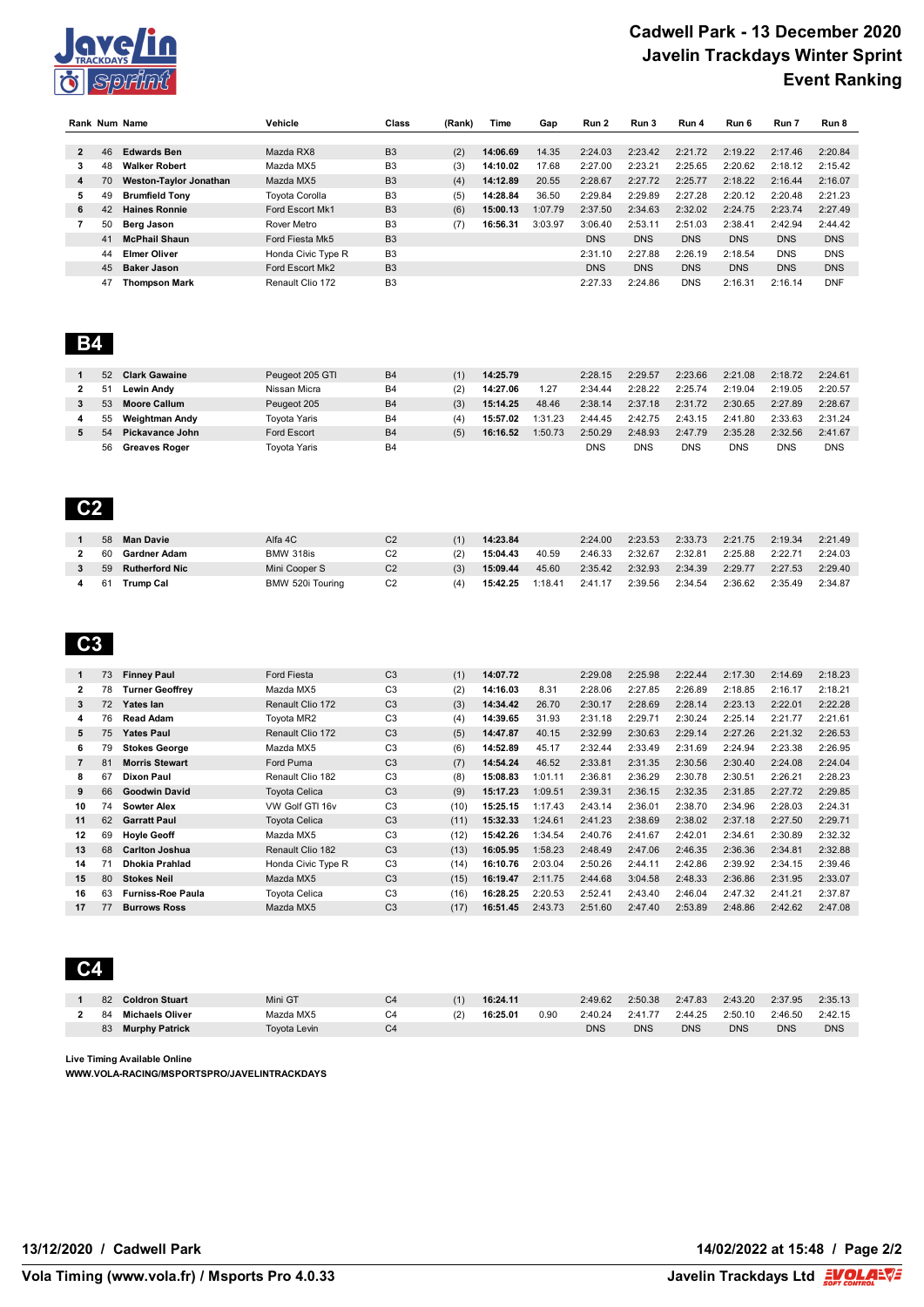# Cadwell Park - 13 December 2020
# Javelin Trackdays Winter Sprint
# Event Ranking

| Rank | Num | Name | Vehicle | Class | (Rank) | Time | Gap | Run 2 | Run 3 | Run 4 | Run 6 | Run 7 | Run 8 |
|---|---|---|---|---|---|---|---|---|---|---|---|---|---|
| 2 | 46 | **Edwards Ben** | Mazda RX8 | B3 | (2) | **14:06.69** | 14.35 | 2:24.03 | 2:23.42 | 2:21.72 | 2:19.22 | 2:17.46 | 2:20.84 |
| 3 | 48 | **Walker Robert** | Mazda MX5 | B3 | (3) | **14:10.02** | 17.68 | 2:27.00 | 2:23.21 | 2:25.65 | 2:20.62 | 2:18.12 | 2:15.42 |
| 4 | 70 | **Weston-Taylor Jonathan** | Mazda MX5 | B3 | (4) | **14:12.89** | 20.55 | 2:28.67 | 2:27.72 | 2:25.77 | 2:18.22 | 2:16.44 | 2:16.07 |
| 5 | 49 | **Brumfield Tony** | Toyota Corolla | B3 | (5) | **14:28.84** | 36.50 | 2:29.84 | 2:29.89 | 2:27.28 | 2:20.12 | 2:20.48 | 2:21.23 |
| 6 | 42 | **Haines Ronnie** | Ford Escort Mk1 | B3 | (6) | **15:00.13** | 1:07.79 | 2:37.50 | 2:34.63 | 2:32.02 | 2:24.75 | 2:23.74 | 2:27.49 |
| 7 | 50 | **Berg Jason** | Rover Metro | B3 | (7) | **16:56.31** | 3:03.97 | 3:06.40 | 2:53.11 | 2:51.03 | 2:38.41 | 2:42.94 | 2:44.42 |
| | 41 | **McPhail Shaun** | Ford Fiesta Mk5 | B3 | | | | DNS | DNS | DNS | DNS | DNS | DNS |
| | 44 | **Elmer Oliver** | Honda Civic Type R | B3 | | | | 2:31.10 | 2:27.88 | 2:26.19 | 2:18.54 | DNS | DNS |
| | 45 | **Baker Jason** | Ford Escort Mk2 | B3 | | | | DNS | DNS | DNS | DNS | DNS | DNS |
| | 47 | **Thompson Mark** | Renault Clio 172 | B3 | | | | 2:27.33 | 2:24.86 | DNS | 2:16.31 | 2:16.14 | DNF |

## B4

| Rank | Num | Name | Vehicle | Class | (Rank) | Time | Gap | Run 2 | Run 3 | Run 4 | Run 6 | Run 7 | Run 8 |
|---|---|---|---|---|---|---|---|---|---|---|---|---|---|
| 1 | 52 | **Clark Gawaine** | Peugeot 205 GTI | B4 | (1) | **14:25.79** | | 2:28.15 | 2:29.57 | 2:23.66 | 2:21.08 | 2:18.72 | 2:24.61 |
| 2 | 51 | **Lewin Andy** | Nissan Micra | B4 | (2) | **14:27.06** | 1.27 | 2:34.44 | 2:28.22 | 2:25.74 | 2:19.04 | 2:19.05 | 2:20.57 |
| 3 | 53 | **Moore Callum** | Peugeot 205 | B4 | (3) | **15:14.25** | 48.46 | 2:38.14 | 2:37.18 | 2:31.72 | 2:30.65 | 2:27.89 | 2:28.67 |
| 4 | 55 | **Weightman Andy** | Toyota Yaris | B4 | (4) | **15:57.02** | 1:31.23 | 2:44.45 | 2:42.75 | 2:43.15 | 2:41.80 | 2:33.63 | 2:31.24 |
| 5 | 54 | **Pickavance John** | Ford Escort | B4 | (5) | **16:16.52** | 1:50.73 | 2:50.29 | 2:48.93 | 2:47.79 | 2:35.28 | 2:32.56 | 2:41.67 |
| | 56 | **Greaves Roger** | Toyota Yaris | B4 | | | | DNS | DNS | DNS | DNS | DNS | DNS |

## C2

| Rank | Num | Name | Vehicle | Class | (Rank) | Time | Gap | Run 2 | Run 3 | Run 4 | Run 6 | Run 7 | Run 8 |
|---|---|---|---|---|---|---|---|---|---|---|---|---|---|
| 1 | 58 | **Man Davie** | Alfa 4C | C2 | (1) | **14:23.84** | | 2:24.00 | 2:23.53 | 2:33.73 | 2:21.75 | 2:19.34 | 2:21.49 |
| 2 | 60 | **Gardner Adam** | BMW 318is | C2 | (2) | **15:04.43** | 40.59 | 2:46.33 | 2:32.67 | 2:32.81 | 2:25.88 | 2:22.71 | 2:24.03 |
| 3 | 59 | **Rutherford Nic** | Mini Cooper S | C2 | (3) | **15:09.44** | 45.60 | 2:35.42 | 2:32.93 | 2:34.39 | 2:29.77 | 2:27.53 | 2:29.40 |
| 4 | 61 | **Trump Cal** | BMW 520i Touring | C2 | (4) | **15:42.25** | 1:18.41 | 2:41.17 | 2:39.56 | 2:34.54 | 2:36.62 | 2:35.49 | 2:34.87 |

## C3

| Rank | Num | Name | Vehicle | Class | (Rank) | Time | Gap | Run 2 | Run 3 | Run 4 | Run 6 | Run 7 | Run 8 |
|---|---|---|---|---|---|---|---|---|---|---|---|---|---|
| 1 | 73 | **Finney Paul** | Ford Fiesta | C3 | (1) | **14:07.72** | | 2:29.08 | 2:25.98 | 2:22.44 | 2:17.30 | 2:14.69 | 2:18.23 |
| 2 | 78 | **Turner Geoffrey** | Mazda MX5 | C3 | (2) | **14:16.03** | 8.31 | 2:28.06 | 2:27.85 | 2:26.89 | 2:18.85 | 2:16.17 | 2:18.21 |
| 3 | 72 | **Yates Ian** | Renault Clio 172 | C3 | (3) | **14:34.42** | 26.70 | 2:30.17 | 2:28.69 | 2:28.14 | 2:23.13 | 2:22.01 | 2:22.28 |
| 4 | 76 | **Read Adam** | Toyota MR2 | C3 | (4) | **14:39.65** | 31.93 | 2:31.18 | 2:29.71 | 2:30.24 | 2:25.14 | 2:21.77 | 2:21.61 |
| 5 | 75 | **Yates Paul** | Renault Clio 172 | C3 | (5) | **14:47.87** | 40.15 | 2:32.99 | 2:30.63 | 2:29.14 | 2:27.26 | 2:21.32 | 2:26.53 |
| 6 | 79 | **Stokes George** | Mazda MX5 | C3 | (6) | **14:52.89** | 45.17 | 2:32.44 | 2:33.49 | 2:31.69 | 2:24.94 | 2:23.38 | 2:26.95 |
| 7 | 81 | **Morris Stewart** | Ford Puma | C3 | (7) | **14:54.24** | 46.52 | 2:33.81 | 2:31.35 | 2:30.56 | 2:30.40 | 2:24.08 | 2:24.04 |
| 8 | 67 | **Dixon Paul** | Renault Clio 182 | C3 | (8) | **15:08.83** | 1:01.11 | 2:36.81 | 2:36.29 | 2:30.78 | 2:30.51 | 2:26.21 | 2:28.23 |
| 9 | 66 | **Goodwin David** | Toyota Celica | C3 | (9) | **15:17.23** | 1:09.51 | 2:39.31 | 2:36.15 | 2:32.35 | 2:31.85 | 2:27.72 | 2:29.85 |
| 10 | 74 | **Sowter Alex** | VW Golf GTI 16v | C3 | (10) | **15:25.15** | 1:17.43 | 2:43.14 | 2:36.01 | 2:38.70 | 2:34.96 | 2:28.03 | 2:24.31 |
| 11 | 62 | **Garratt Paul** | Toyota Celica | C3 | (11) | **15:32.33** | 1:24.61 | 2:41.23 | 2:38.69 | 2:38.02 | 2:37.18 | 2:27.50 | 2:29.71 |
| 12 | 69 | **Hoyle Geoff** | Mazda MX5 | C3 | (12) | **15:42.26** | 1:34.54 | 2:40.76 | 2:41.67 | 2:42.01 | 2:34.61 | 2:30.89 | 2:32.32 |
| 13 | 68 | **Carlton Joshua** | Renault Clio 182 | C3 | (13) | **16:05.95** | 1:58.23 | 2:48.49 | 2:47.06 | 2:46.35 | 2:36.36 | 2:34.81 | 2:32.88 |
| 14 | 71 | **Dhokia Prahlad** | Honda Civic Type R | C3 | (14) | **16:10.76** | 2:03.04 | 2:50.26 | 2:44.11 | 2:42.86 | 2:39.92 | 2:34.15 | 2:39.46 |
| 15 | 80 | **Stokes Neil** | Mazda MX5 | C3 | (15) | **16:19.47** | 2:11.75 | 2:44.68 | 3:04.58 | 2:48.33 | 2:36.86 | 2:31.95 | 2:33.07 |
| 16 | 63 | **Furniss-Roe Paula** | Toyota Celica | C3 | (16) | **16:28.25** | 2:20.53 | 2:52.41 | 2:43.40 | 2:46.04 | 2:47.32 | 2:41.21 | 2:37.87 |
| 17 | 77 | **Burrows Ross** | Mazda MX5 | C3 | (17) | **16:51.45** | 2:43.73 | 2:51.60 | 2:47.40 | 2:53.89 | 2:48.86 | 2:42.62 | 2:47.08 |

## C4

| Rank | Num | Name | Vehicle | Class | (Rank) | Time | Gap | Run 2 | Run 3 | Run 4 | Run 6 | Run 7 | Run 8 |
|---|---|---|---|---|---|---|---|---|---|---|---|---|---|
| 1 | 82 | **Coldron Stuart** | Mini GT | C4 | (1) | **16:24.11** | | 2:49.62 | 2:50.38 | 2:47.83 | 2:43.20 | 2:37.95 | 2:35.13 |
| 2 | 84 | **Michaels Oliver** | Mazda MX5 | C4 | (2) | **16:25.01** | 0.90 | 2:40.24 | 2:41.77 | 2:44.25 | 2:50.10 | 2:46.50 | 2:42.15 |
| | 83 | **Murphy Patrick** | Toyota Levin | C4 | | | | DNS | DNS | DNS | DNS | DNS | DNS |

**Live Timing Available Online**
**WWW.VOLA-RACING/MSPORTSPRO/JAVELINTRACKDAYS**

13/12/2020 / Cadwell Park — 14/02/2022 at 15:48

Vola Timing (www.vola.fr) / Msports Pro 4.0.33 — Javelin Trackdays Ltd